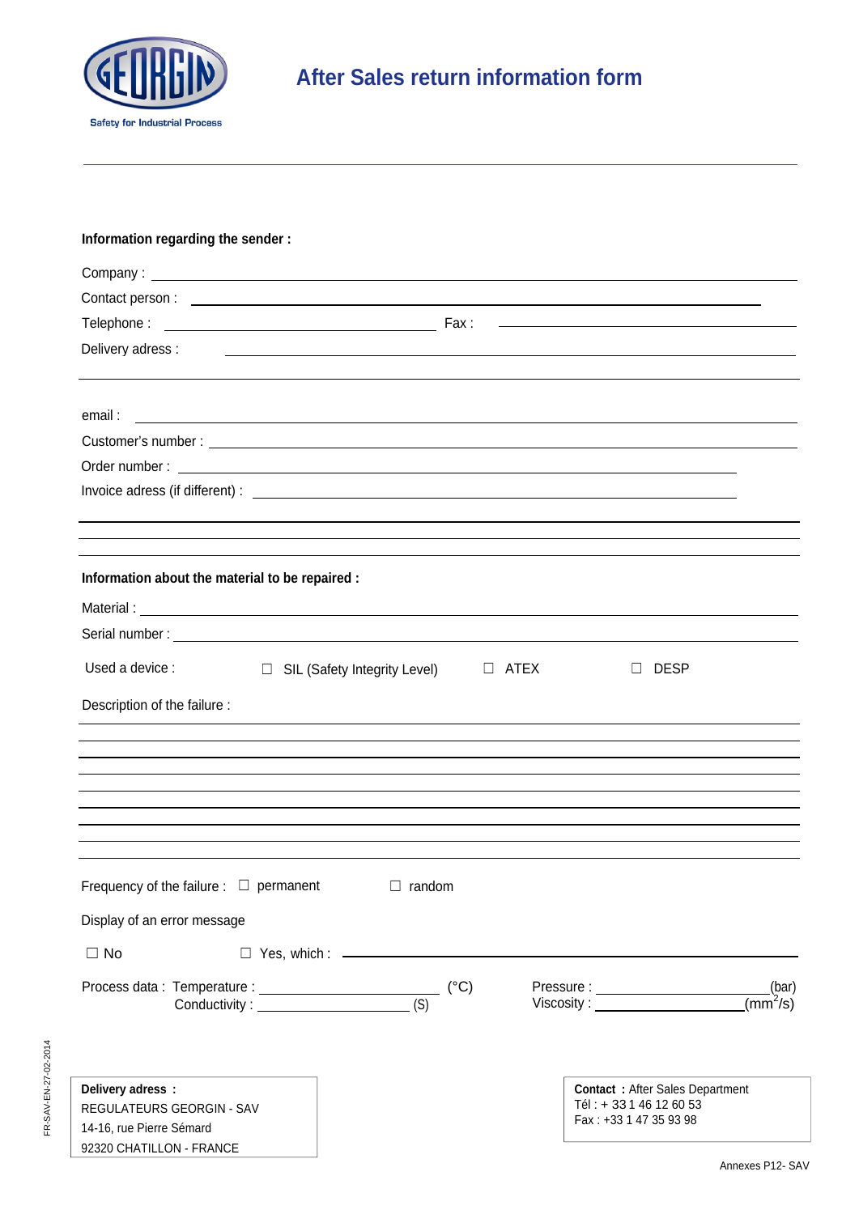GEORGIN

Safety for Industrial Process

# After Sales return information form

**Information regarding the sender :**

Company : ____________________

Contact person : ____________________

Telephone : ____________________ Fax : ____________________

Delivery adress : ____________________

____________________

email : ____________________

Customer's number : ____________________

Order number : ____________________

Invoice adress (if different) : ____________________

____________________

____________________

**Information about the material to be repaired :**

Material : ____________________

Serial number : ____________________

Used a device : ☐ SIL (Safety Integrity Level) ☐ ATEX ☐ DESP

Description of the failure :

____________________

____________________

____________________

____________________

____________________

____________________

____________________

____________________

Frequency of the failure : ☐ permanent ☐ random

Display of an error message

☐ No ☐ Yes, which : ____________________

Process data : Temperature : ____________________ (°C) Pressure : ____________________ (bar)

Conductivity : ____________________ (S) Viscosity : ____________________ ($mm^2/s$)

**Delivery adress :**
REGULATEURS GEORGIN - SAV
14-16, rue Pierre Sémard
92320 CHATILLON - FRANCE

**Contact :** After Sales Department
Tél : + 33 1 46 12 60 53
Fax : +33 1 47 35 93 98

FR-SAV-EN-27-02-2014

Annexes P12- SAV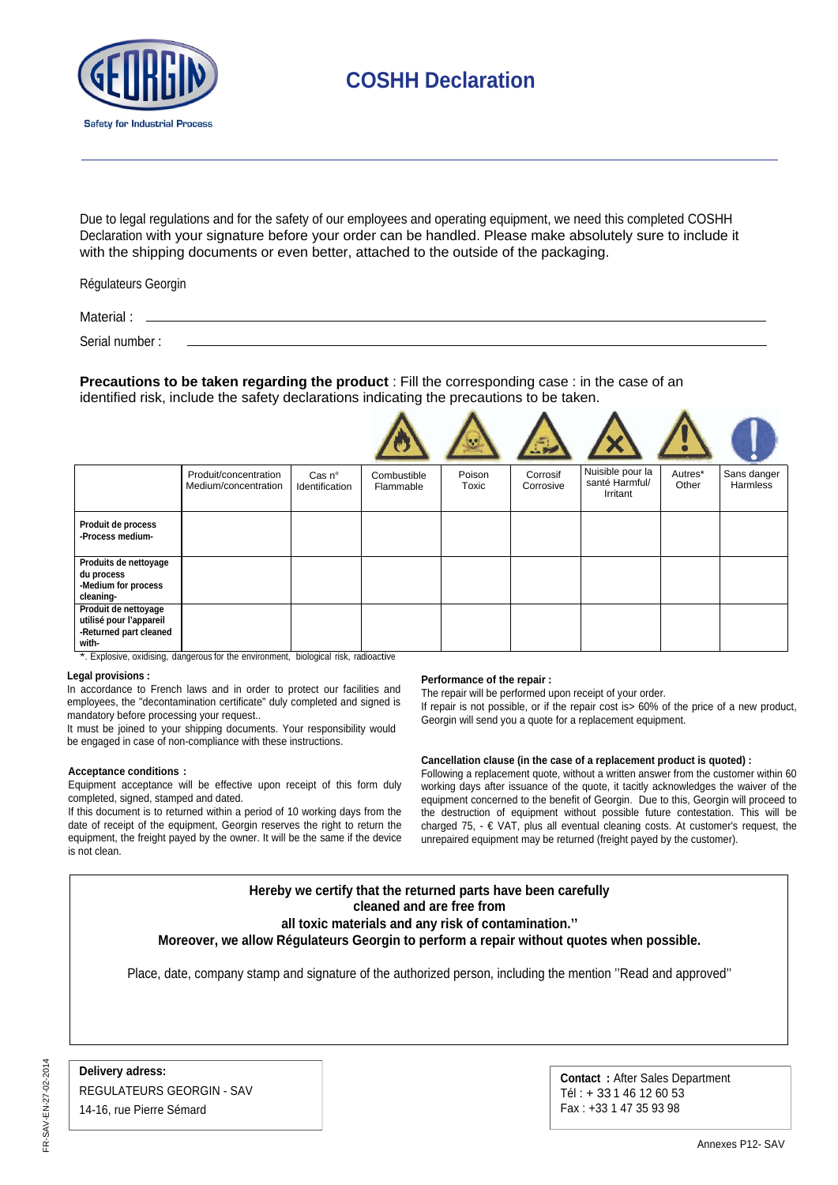GEORGIN

Safety for Industrial Process

# COSHH Declaration

Due to legal regulations and for the safety of our employees and operating equipment, we need this completed COSHH Declaration with your signature before your order can be handled. Please make absolutely sure to include it with the shipping documents or even better, attached to the outside of the packaging.

Régulateurs Georgin

Material : ______________________________

Serial number : ______________________________

**Precautions to be taken regarding the product** : Fill the corresponding case : in the case of an identified risk, include the safety declarations indicating the precautions to be taken.

| | Produit/concentration Medium/concentration | Cas n° Identification | Combustible Flammable | Poison Toxic | Corrosif Corrosive | Nuisible pour la santé Harmful/ Irritant | Autres* Other | Sans danger Harmless |
|---|---|---|---|---|---|---|---|---|
| **Produit de process -Process medium-** | | | | | | | | |
| **Produits de nettoyage du process -Medium for process cleaning-** | | | | | | | | |
| **Produit de nettoyage utilisé pour l'appareil -Returned part cleaned with-** | | | | | | | | |

*. Explosive, oxidising, dangerous for the environment, biological risk, radioactive

**Legal provisions :**

In accordance to French laws and in order to protect our facilities and employees, the "decontamination certificate" duly completed and signed is mandatory before processing your request..

It must be joined to your shipping documents. Your responsibility would be engaged in case of non-compliance with these instructions.

**Acceptance conditions :**

Equipment acceptance will be effective upon receipt of this form duly completed, signed, stamped and dated.

If this document is to returned within a period of 10 working days from the date of receipt of the equipment, Georgin reserves the right to return the equipment, the freight payed by the owner. It will be the same if the device is not clean.

**Performance of the repair :**

The repair will be performed upon receipt of your order.

If repair is not possible, or if the repair cost is> 60% of the price of a new product, Georgin will send you a quote for a replacement equipment.

**Cancellation clause (in the case of a replacement product is quoted) :**

Following a replacement quote, without a written answer from the customer within 60 working days after issuance of the quote, it tacitly acknowledges the waiver of the equipment concerned to the benefit of Georgin. Due to this, Georgin will proceed to the destruction of equipment without possible future contestation. This will be charged 75, - € VAT, plus all eventual cleaning costs. At customer's request, the unrepaired equipment may be returned (freight payed by the customer).

**Hereby we certify that the returned parts have been carefully cleaned and are free from all toxic materials and any risk of contamination." Moreover, we allow Régulateurs Georgin to perform a repair without quotes when possible.**

Place, date, company stamp and signature of the authorized person, including the mention "Read and approved"

**Delivery adress:**
REGULATEURS GEORGIN - SAV
14-16, rue Pierre Sémard

**Contact :** After Sales Department
Tél : + 33 1 46 12 60 53
Fax : +33 1 47 35 93 98

FR-SAV-EN-27-02-2014

Annexes P12- SAV